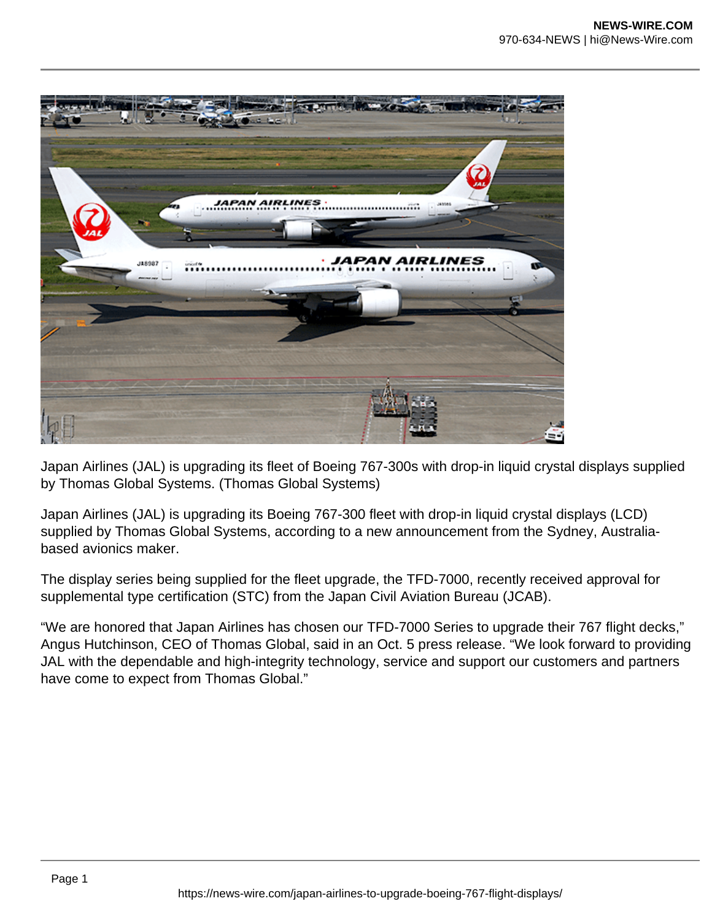Japan Airlines (JAL) is upgrading its fleet of Boeing 767-300s with drop-in liquid crystal displays supplied by Thomas Global Systems. (Thomas Global Systems)

Japan Airlines (JAL) is upgrading its Boeing 767-300 fleet with drop-in liquid crystal displays (LCD) supplied by Thomas Global Systems, according to a new announcement from the Sydney, Australia-based avionics maker.

The display series being supplied for the fleet upgrade, the TFD-7000, recently received approval for supplemental type certification (STC) from the Japan Civil Aviation Bureau (JCAB).

“We are honored that Japan Airlines has chosen our TFD-7000 Series to upgrade their 767 flight decks,” Angus Hutchinson, CEO of Thomas Global, said in an Oct. 5 press release. “We look forward to providing JAL with the dependable and high-integrity technology, service and support our customers and partners have come to expect from Thomas Global.”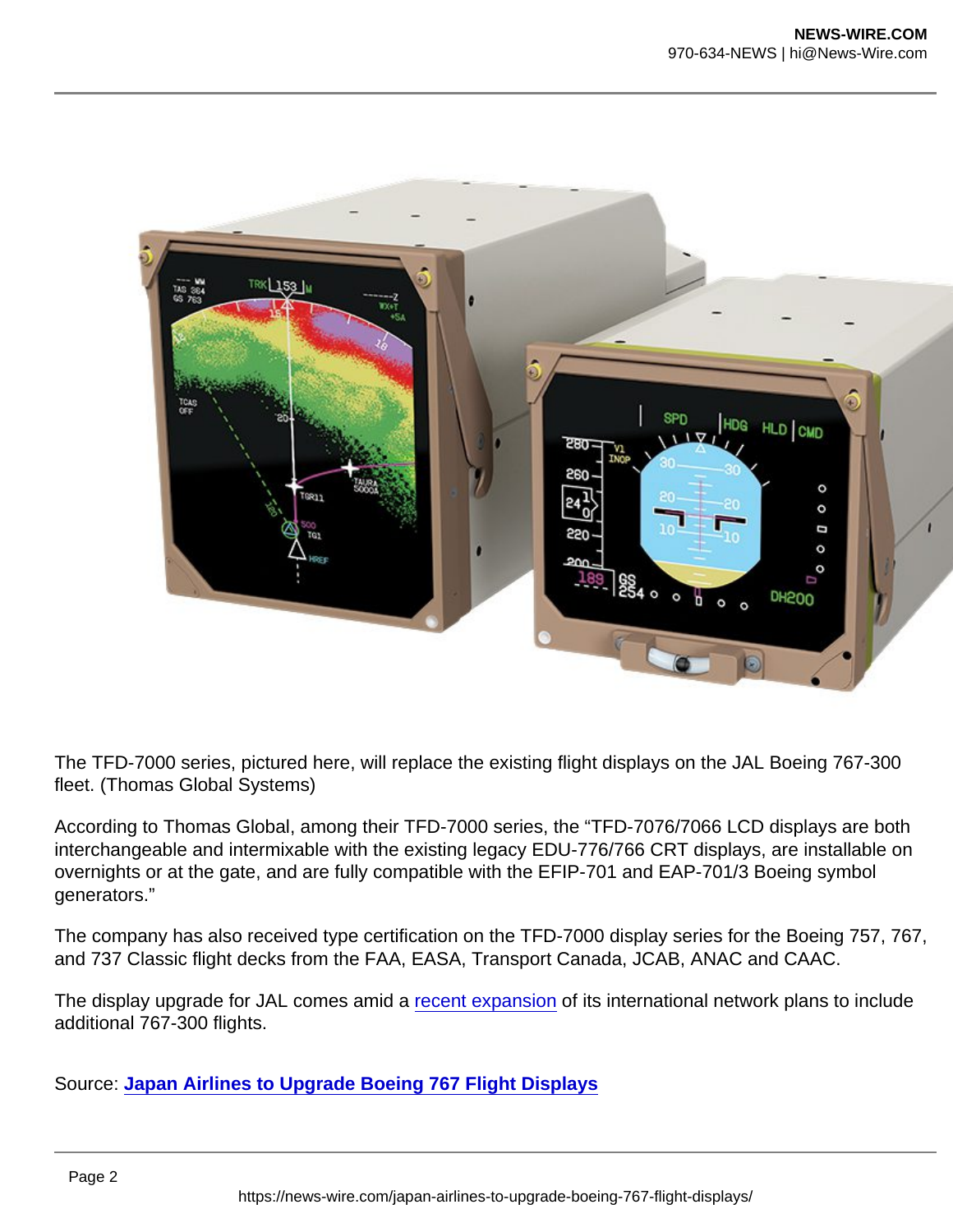The TFD-7000 series, pictured here, will replace the existing flight displays on the JAL Boeing 767-300 fleet. (Thomas Global Systems)

According to Thomas Global, among their TFD-7000 series, the “TFD-7076/7066 LCD displays are both interchangeable and intermixable with the existing legacy EDU-776/766 CRT displays, are installable on overnights or at the gate, and are fully compatible with the EFIP-701 and EAP-701/3 Boeing symbol generators.”

The company has also received type certification on the TFD-7000 display series for the Boeing 757, 767, and 737 Classic flight decks from the FAA, EASA, Transport Canada, JCAB, ANAC and CAAC.

The display upgrade for JAL comes amid a recent expansion of its international network plans to include additional 767-300 flights.

Source: **Japan Airlines to Upgrade Boeing 767 Flight Displays**